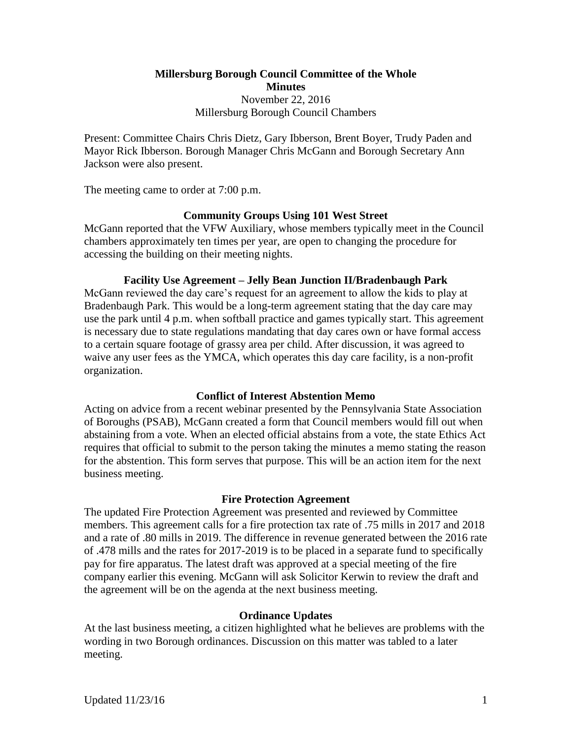# Millersburg Borough Council Committee of the Whole

## Minutes

November 22, 2016
Millersburg Borough Council Chambers

Present: Committee Chairs Chris Dietz, Gary Ibberson, Brent Boyer, Trudy Paden and Mayor Rick Ibberson. Borough Manager Chris McGann and Borough Secretary Ann Jackson were also present.

The meeting came to order at 7:00 p.m.

### Community Groups Using 101 West Street

McGann reported that the VFW Auxiliary, whose members typically meet in the Council chambers approximately ten times per year, are open to changing the procedure for accessing the building on their meeting nights.

### Facility Use Agreement – Jelly Bean Junction II/Bradenbaugh Park

McGann reviewed the day care's request for an agreement to allow the kids to play at Bradenbaugh Park. This would be a long-term agreement stating that the day care may use the park until 4 p.m. when softball practice and games typically start. This agreement is necessary due to state regulations mandating that day cares own or have formal access to a certain square footage of grassy area per child. After discussion, it was agreed to waive any user fees as the YMCA, which operates this day care facility, is a non-profit organization.

### Conflict of Interest Abstention Memo

Acting on advice from a recent webinar presented by the Pennsylvania State Association of Boroughs (PSAB), McGann created a form that Council members would fill out when abstaining from a vote. When an elected official abstains from a vote, the state Ethics Act requires that official to submit to the person taking the minutes a memo stating the reason for the abstention. This form serves that purpose. This will be an action item for the next business meeting.

### Fire Protection Agreement

The updated Fire Protection Agreement was presented and reviewed by Committee members. This agreement calls for a fire protection tax rate of .75 mills in 2017 and 2018 and a rate of .80 mills in 2019. The difference in revenue generated between the 2016 rate of .478 mills and the rates for 2017-2019 is to be placed in a separate fund to specifically pay for fire apparatus. The latest draft was approved at a special meeting of the fire company earlier this evening. McGann will ask Solicitor Kerwin to review the draft and the agreement will be on the agenda at the next business meeting.

### Ordinance Updates

At the last business meeting, a citizen highlighted what he believes are problems with the wording in two Borough ordinances. Discussion on this matter was tabled to a later meeting.

Updated 11/23/16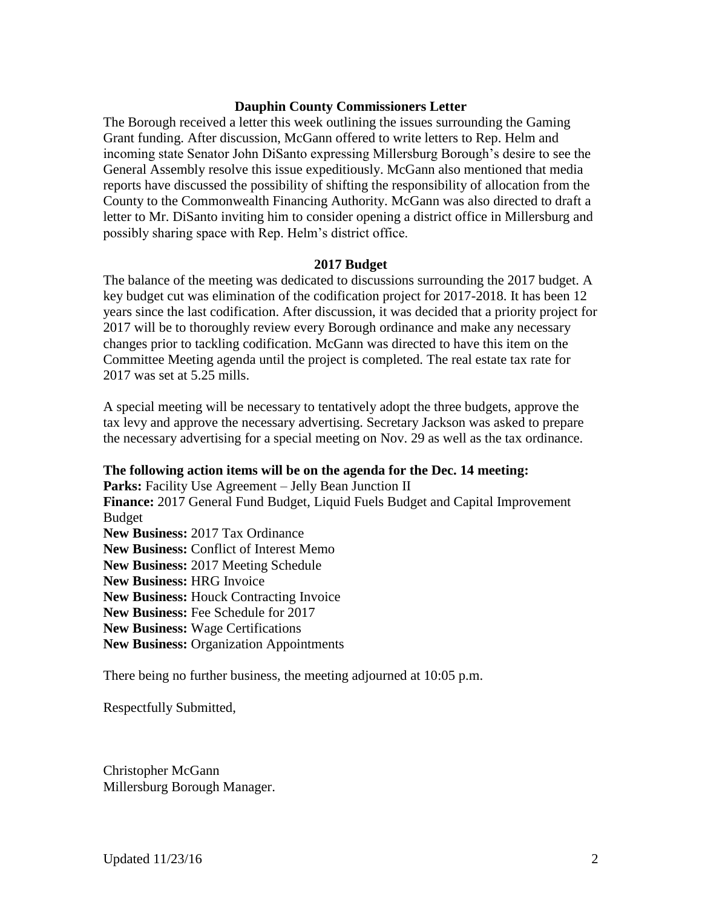## Dauphin County Commissioners Letter

The Borough received a letter this week outlining the issues surrounding the Gaming Grant funding. After discussion, McGann offered to write letters to Rep. Helm and incoming state Senator John DiSanto expressing Millersburg Borough's desire to see the General Assembly resolve this issue expeditiously. McGann also mentioned that media reports have discussed the possibility of shifting the responsibility of allocation from the County to the Commonwealth Financing Authority. McGann was also directed to draft a letter to Mr. DiSanto inviting him to consider opening a district office in Millersburg and possibly sharing space with Rep. Helm's district office.

## 2017 Budget

The balance of the meeting was dedicated to discussions surrounding the 2017 budget. A key budget cut was elimination of the codification project for 2017-2018. It has been 12 years since the last codification. After discussion, it was decided that a priority project for 2017 will be to thoroughly review every Borough ordinance and make any necessary changes prior to tackling codification. McGann was directed to have this item on the Committee Meeting agenda until the project is completed. The real estate tax rate for 2017 was set at 5.25 mills.

A special meeting will be necessary to tentatively adopt the three budgets, approve the tax levy and approve the necessary advertising. Secretary Jackson was asked to prepare the necessary advertising for a special meeting on Nov. 29 as well as the tax ordinance.

**The following action items will be on the agenda for the Dec. 14 meeting:**

**Parks:** Facility Use Agreement – Jelly Bean Junction II
**Finance:** 2017 General Fund Budget, Liquid Fuels Budget and Capital Improvement Budget
**New Business:** 2017 Tax Ordinance
**New Business:** Conflict of Interest Memo
**New Business:** 2017 Meeting Schedule
**New Business:** HRG Invoice
**New Business:** Houck Contracting Invoice
**New Business:** Fee Schedule for 2017
**New Business:** Wage Certifications
**New Business:** Organization Appointments

There being no further business, the meeting adjourned at 10:05 p.m.

Respectfully Submitted,

Christopher McGann
Millersburg Borough Manager.

Updated 11/23/16